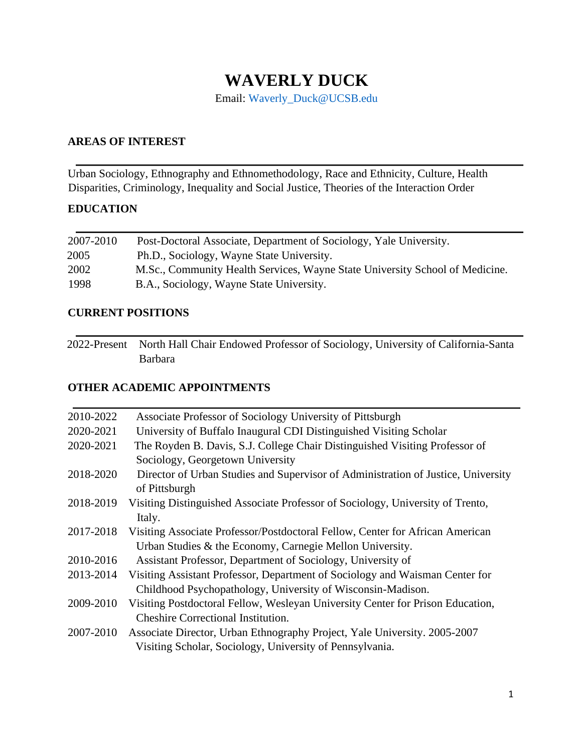# WAVERLY DUCK

Email: Waverly_Duck@UCSB.edu

## AREAS OF INTEREST

Urban Sociology, Ethnography and Ethnomethodology, Race and Ethnicity, Culture, Health Disparities, Criminology, Inequality and Social Justice, Theories of the Interaction Order

## EDUCATION

| | |
|---|---|
| 2007-2010 | Post-Doctoral Associate, Department of Sociology, Yale University. |
| 2005 | Ph.D., Sociology, Wayne State University. |
| 2002 | M.Sc., Community Health Services, Wayne State University School of Medicine. |
| 1998 | B.A., Sociology, Wayne State University. |

## CURRENT POSITIONS

| | |
|---|---|
| 2022-Present | North Hall Chair Endowed Professor of Sociology, University of California-Santa Barbara |

## OTHER ACADEMIC APPOINTMENTS

| | |
|---|---|
| 2010-2022 | Associate Professor of Sociology University of Pittsburgh |
| 2020-2021 | University of Buffalo Inaugural CDI Distinguished Visiting Scholar |
| 2020-2021 | The Royden B. Davis, S.J. College Chair Distinguished Visiting Professor of Sociology, Georgetown University |
| 2018-2020 | Director of Urban Studies and Supervisor of Administration of Justice, University of Pittsburgh |
| 2018-2019 | Visiting Distinguished Associate Professor of Sociology, University of Trento, Italy. |
| 2017-2018 | Visiting Associate Professor/Postdoctoral Fellow, Center for African American Urban Studies & the Economy, Carnegie Mellon University. |
| 2010-2016 | Assistant Professor, Department of Sociology, University of |
| 2013-2014 | Visiting Assistant Professor, Department of Sociology and Waisman Center for Childhood Psychopathology, University of Wisconsin-Madison. |
| 2009-2010 | Visiting Postdoctoral Fellow, Wesleyan University Center for Prison Education, Cheshire Correctional Institution. |
| 2007-2010 | Associate Director, Urban Ethnography Project, Yale University. 2005-2007 Visiting Scholar, Sociology, University of Pennsylvania. |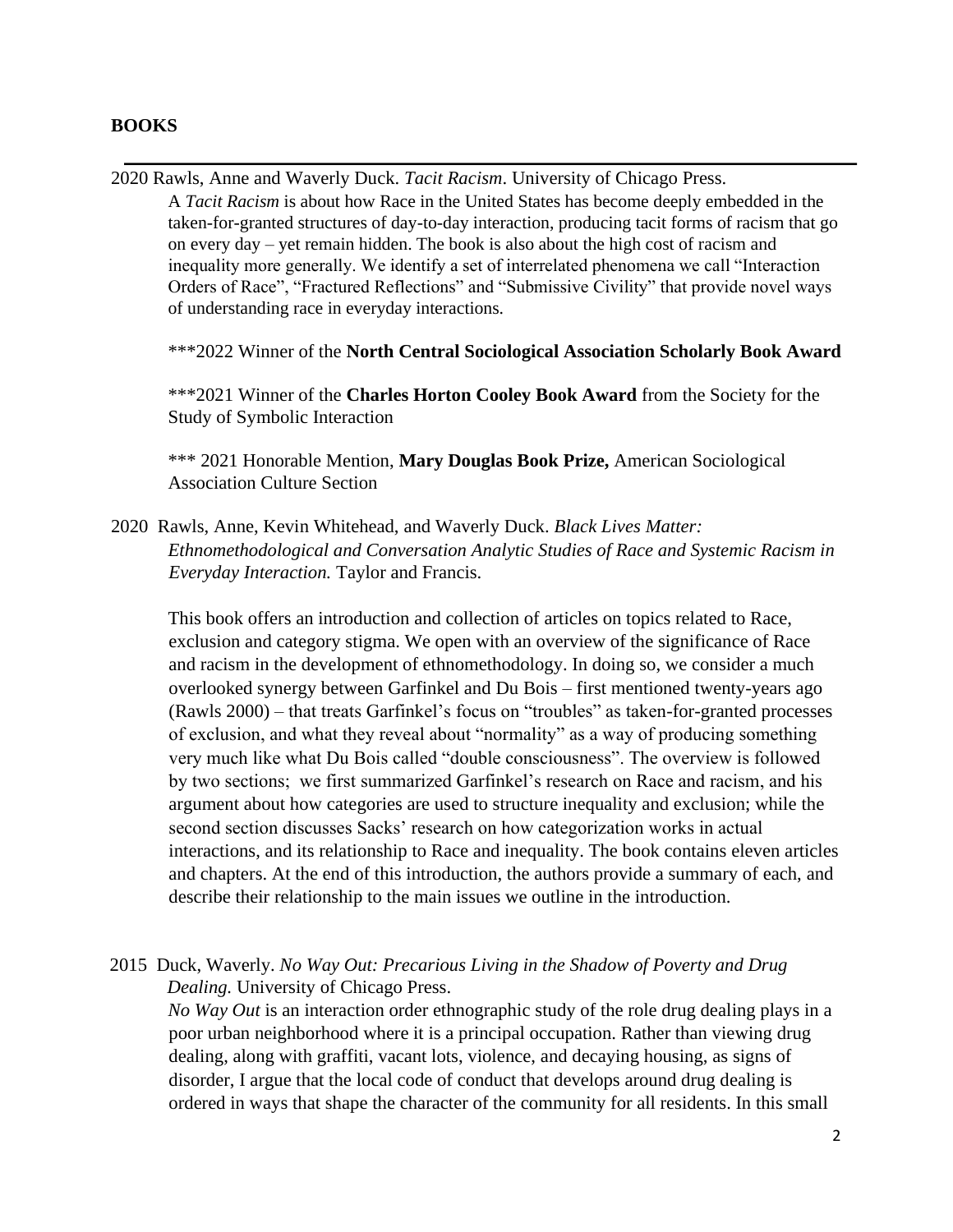## BOOKS

---

2020 Rawls, Anne and Waverly Duck. *Tacit Racism*. University of Chicago Press.

A *Tacit Racism* is about how Race in the United States has become deeply embedded in the taken-for-granted structures of day-to-day interaction, producing tacit forms of racism that go on every day – yet remain hidden. The book is also about the high cost of racism and inequality more generally. We identify a set of interrelated phenomena we call "Interaction Orders of Race", "Fractured Reflections" and "Submissive Civility" that provide novel ways of understanding race in everyday interactions.

***2022 Winner of the **North Central Sociological Association Scholarly Book Award**

***2021 Winner of the **Charles Horton Cooley Book Award** from the Society for the Study of Symbolic Interaction

*** 2021 Honorable Mention, **Mary Douglas Book Prize,** American Sociological Association Culture Section

2020 Rawls, Anne, Kevin Whitehead, and Waverly Duck. *Black Lives Matter: Ethnomethodological and Conversation Analytic Studies of Race and Systemic Racism in Everyday Interaction.* Taylor and Francis.

This book offers an introduction and collection of articles on topics related to Race, exclusion and category stigma. We open with an overview of the significance of Race and racism in the development of ethnomethodology. In doing so, we consider a much overlooked synergy between Garfinkel and Du Bois – first mentioned twenty-years ago (Rawls 2000) – that treats Garfinkel's focus on "troubles" as taken-for-granted processes of exclusion, and what they reveal about "normality" as a way of producing something very much like what Du Bois called "double consciousness". The overview is followed by two sections; we first summarized Garfinkel's research on Race and racism, and his argument about how categories are used to structure inequality and exclusion; while the second section discusses Sacks' research on how categorization works in actual interactions, and its relationship to Race and inequality. The book contains eleven articles and chapters. At the end of this introduction, the authors provide a summary of each, and describe their relationship to the main issues we outline in the introduction.

2015 Duck, Waverly. *No Way Out: Precarious Living in the Shadow of Poverty and Drug Dealing.* University of Chicago Press.

*No Way Out* is an interaction order ethnographic study of the role drug dealing plays in a poor urban neighborhood where it is a principal occupation. Rather than viewing drug dealing, along with graffiti, vacant lots, violence, and decaying housing, as signs of disorder, I argue that the local code of conduct that develops around drug dealing is ordered in ways that shape the character of the community for all residents. In this small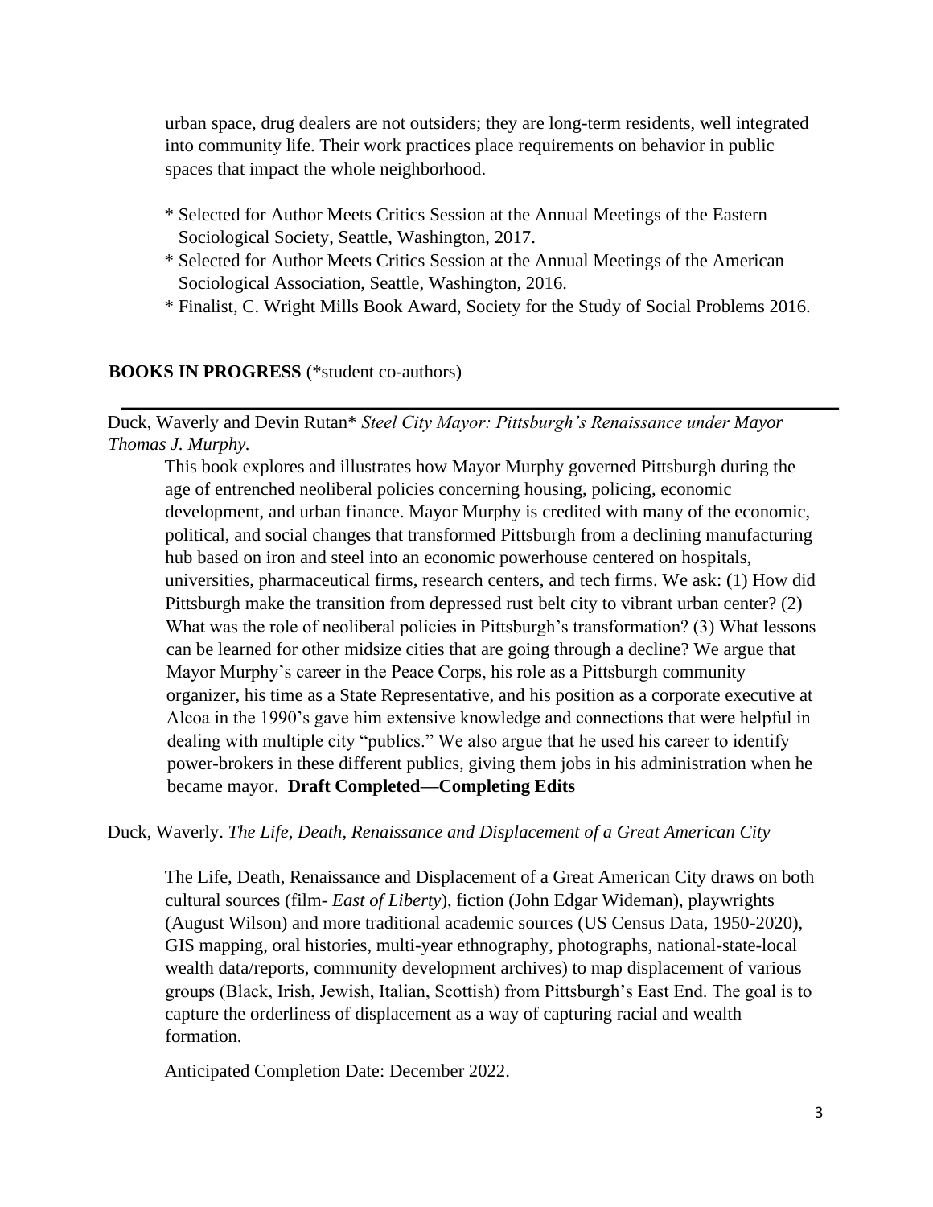urban space, drug dealers are not outsiders; they are long-term residents, well integrated into community life. Their work practices place requirements on behavior in public spaces that impact the whole neighborhood.

* Selected for Author Meets Critics Session at the Annual Meetings of the Eastern Sociological Society, Seattle, Washington, 2017.
* Selected for Author Meets Critics Session at the Annual Meetings of the American Sociological Association, Seattle, Washington, 2016.
* Finalist, C. Wright Mills Book Award, Society for the Study of Social Problems 2016.

## BOOKS IN PROGRESS (*student co-authors)

Duck, Waverly and Devin Rutan* *Steel City Mayor: Pittsburgh's Renaissance under Mayor Thomas J. Murphy.*

This book explores and illustrates how Mayor Murphy governed Pittsburgh during the age of entrenched neoliberal policies concerning housing, policing, economic development, and urban finance. Mayor Murphy is credited with many of the economic, political, and social changes that transformed Pittsburgh from a declining manufacturing hub based on iron and steel into an economic powerhouse centered on hospitals, universities, pharmaceutical firms, research centers, and tech firms. We ask: (1) How did Pittsburgh make the transition from depressed rust belt city to vibrant urban center? (2) What was the role of neoliberal policies in Pittsburgh's transformation? (3) What lessons can be learned for other midsize cities that are going through a decline? We argue that Mayor Murphy's career in the Peace Corps, his role as a Pittsburgh community organizer, his time as a State Representative, and his position as a corporate executive at Alcoa in the 1990's gave him extensive knowledge and connections that were helpful in dealing with multiple city "publics." We also argue that he used his career to identify power-brokers in these different publics, giving them jobs in his administration when he became mayor. **Draft Completed—Completing Edits**

Duck, Waverly. *The Life, Death, Renaissance and Displacement of a Great American City*

The Life, Death, Renaissance and Displacement of a Great American City draws on both cultural sources (film- *East of Liberty*), fiction (John Edgar Wideman), playwrights (August Wilson) and more traditional academic sources (US Census Data, 1950-2020), GIS mapping, oral histories, multi-year ethnography, photographs, national-state-local wealth data/reports, community development archives) to map displacement of various groups (Black, Irish, Jewish, Italian, Scottish) from Pittsburgh's East End. The goal is to capture the orderliness of displacement as a way of capturing racial and wealth formation.

Anticipated Completion Date: December 2022.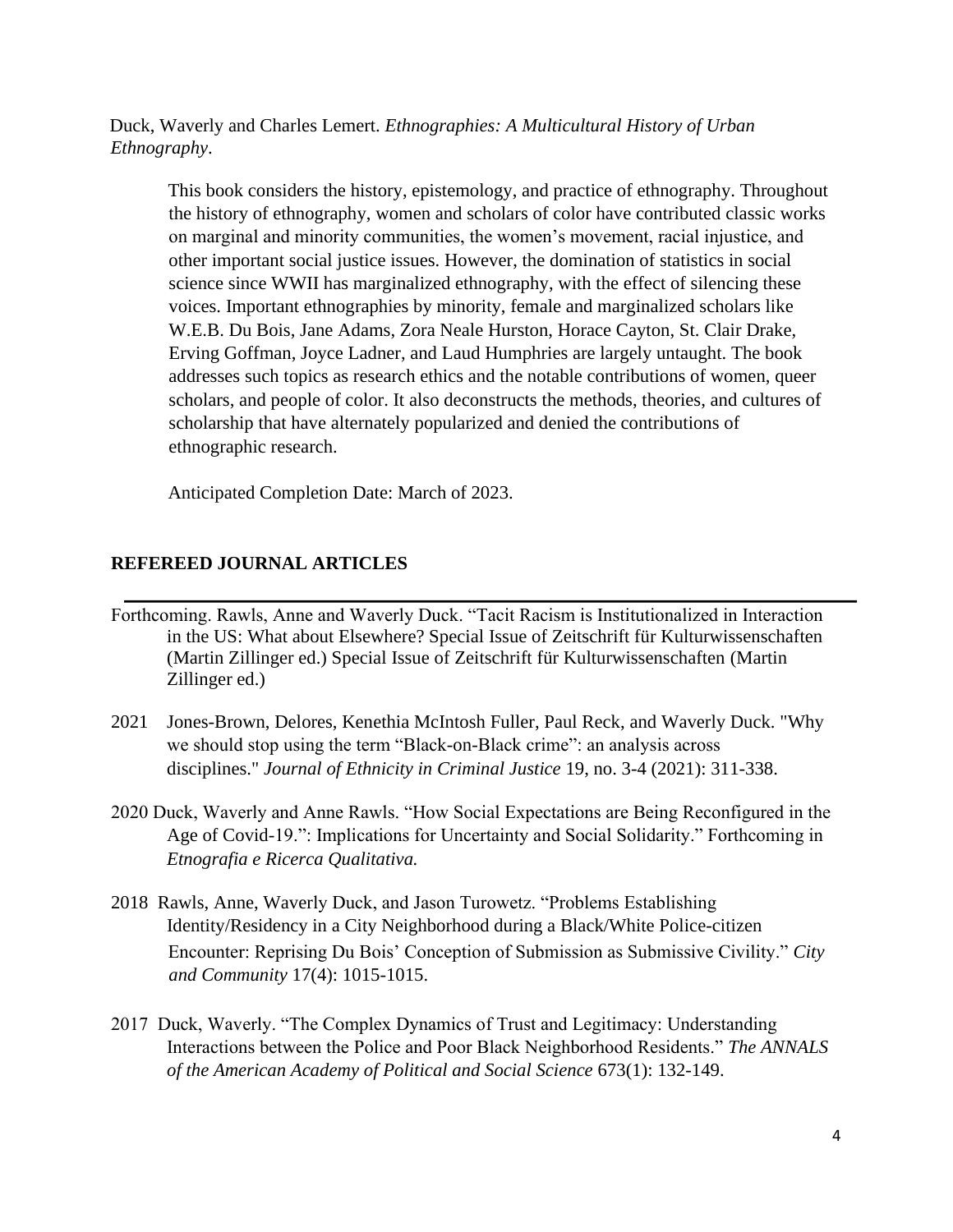Duck, Waverly and Charles Lemert. *Ethnographies: A Multicultural History of Urban Ethnography*.

> This book considers the history, epistemology, and practice of ethnography. Throughout the history of ethnography, women and scholars of color have contributed classic works on marginal and minority communities, the women's movement, racial injustice, and other important social justice issues. However, the domination of statistics in social science since WWII has marginalized ethnography, with the effect of silencing these voices. Important ethnographies by minority, female and marginalized scholars like W.E.B. Du Bois, Jane Adams, Zora Neale Hurston, Horace Cayton, St. Clair Drake, Erving Goffman, Joyce Ladner, and Laud Humphries are largely untaught. The book addresses such topics as research ethics and the notable contributions of women, queer scholars, and people of color. It also deconstructs the methods, theories, and cultures of scholarship that have alternately popularized and denied the contributions of ethnographic research.
>
> Anticipated Completion Date: March of 2023.

## REFEREED JOURNAL ARTICLES

---

Forthcoming. Rawls, Anne and Waverly Duck. "Tacit Racism is Institutionalized in Interaction in the US: What about Elsewhere? Special Issue of Zeitschrift für Kulturwissenschaften (Martin Zillinger ed.) Special Issue of Zeitschrift für Kulturwissenschaften (Martin Zillinger ed.)

2021 Jones-Brown, Delores, Kenethia McIntosh Fuller, Paul Reck, and Waverly Duck. "Why we should stop using the term "Black-on-Black crime": an analysis across disciplines." *Journal of Ethnicity in Criminal Justice* 19, no. 3-4 (2021): 311-338.

2020 Duck, Waverly and Anne Rawls. "How Social Expectations are Being Reconfigured in the Age of Covid-19.": Implications for Uncertainty and Social Solidarity." Forthcoming in *Etnografia e Ricerca Qualitativa.*

2018 Rawls, Anne, Waverly Duck, and Jason Turowetz. "Problems Establishing Identity/Residency in a City Neighborhood during a Black/White Police-citizen Encounter: Reprising Du Bois' Conception of Submission as Submissive Civility." *City and Community* 17(4): 1015-1015.

2017 Duck, Waverly. "The Complex Dynamics of Trust and Legitimacy: Understanding Interactions between the Police and Poor Black Neighborhood Residents." *The ANNALS of the American Academy of Political and Social Science* 673(1): 132-149.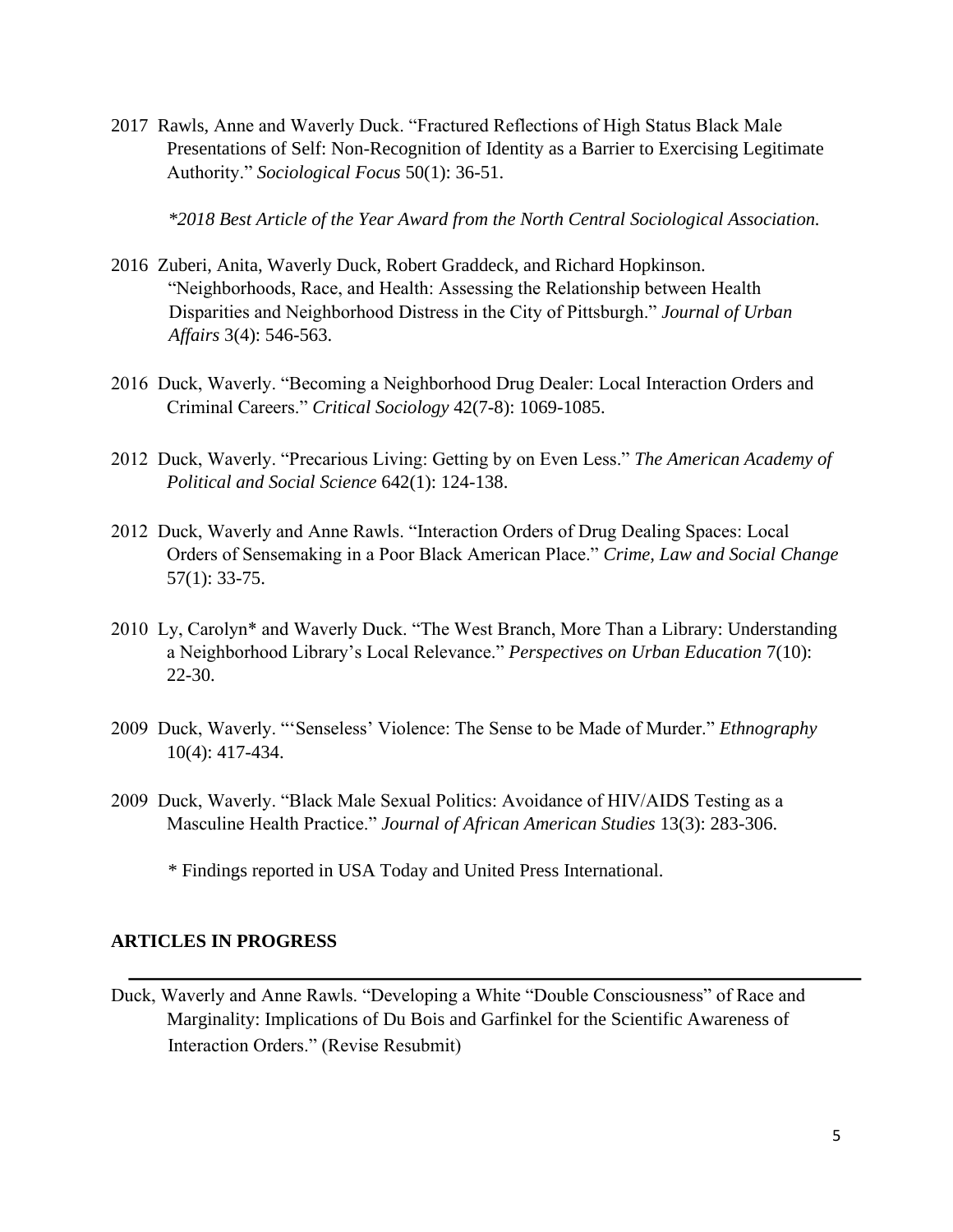2017 Rawls, Anne and Waverly Duck. "Fractured Reflections of High Status Black Male Presentations of Self: Non-Recognition of Identity as a Barrier to Exercising Legitimate Authority." *Sociological Focus* 50(1): 36-51.

*\*2018 Best Article of the Year Award from the North Central Sociological Association.*

2016 Zuberi, Anita, Waverly Duck, Robert Graddeck, and Richard Hopkinson. "Neighborhoods, Race, and Health: Assessing the Relationship between Health Disparities and Neighborhood Distress in the City of Pittsburgh." *Journal of Urban Affairs* 3(4): 546-563.

2016 Duck, Waverly. "Becoming a Neighborhood Drug Dealer: Local Interaction Orders and Criminal Careers." *Critical Sociology* 42(7-8): 1069-1085.

2012 Duck, Waverly. "Precarious Living: Getting by on Even Less." *The American Academy of Political and Social Science* 642(1): 124-138.

2012 Duck, Waverly and Anne Rawls. "Interaction Orders of Drug Dealing Spaces: Local Orders of Sensemaking in a Poor Black American Place." *Crime, Law and Social Change* 57(1): 33-75.

2010 Ly, Carolyn* and Waverly Duck. "The West Branch, More Than a Library: Understanding a Neighborhood Library's Local Relevance." *Perspectives on Urban Education* 7(10): 22-30.

2009 Duck, Waverly. "'Senseless' Violence: The Sense to be Made of Murder." *Ethnography* 10(4): 417-434.

2009 Duck, Waverly. "Black Male Sexual Politics: Avoidance of HIV/AIDS Testing as a Masculine Health Practice." *Journal of African American Studies* 13(3): 283-306.

\* Findings reported in USA Today and United Press International.

## ARTICLES IN PROGRESS

---

Duck, Waverly and Anne Rawls. "Developing a White "Double Consciousness" of Race and Marginality: Implications of Du Bois and Garfinkel for the Scientific Awareness of Interaction Orders." (Revise Resubmit)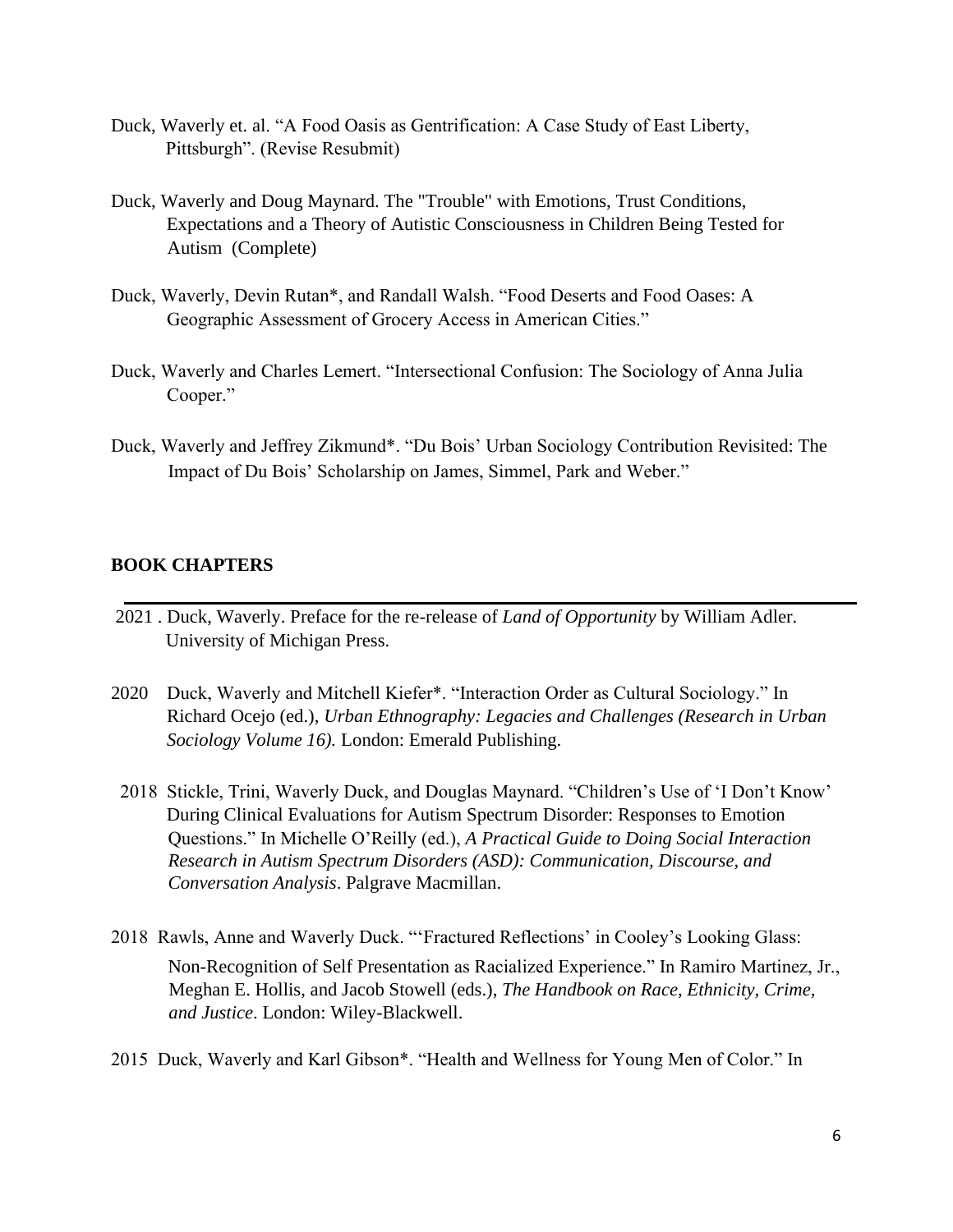Duck, Waverly et. al. "A Food Oasis as Gentrification: A Case Study of East Liberty, Pittsburgh". (Revise Resubmit)

Duck, Waverly and Doug Maynard. The "Trouble" with Emotions, Trust Conditions, Expectations and a Theory of Autistic Consciousness in Children Being Tested for Autism (Complete)

Duck, Waverly, Devin Rutan*, and Randall Walsh. "Food Deserts and Food Oases: A Geographic Assessment of Grocery Access in American Cities."

Duck, Waverly and Charles Lemert. "Intersectional Confusion: The Sociology of Anna Julia Cooper."

Duck, Waverly and Jeffrey Zikmund*. "Du Bois' Urban Sociology Contribution Revisited: The Impact of Du Bois' Scholarship on James, Simmel, Park and Weber."

## BOOK CHAPTERS

2021 . Duck, Waverly. Preface for the re-release of *Land of Opportunity* by William Adler. University of Michigan Press.

2020 Duck, Waverly and Mitchell Kiefer*. "Interaction Order as Cultural Sociology." In Richard Ocejo (ed.), *Urban Ethnography: Legacies and Challenges (Research in Urban Sociology Volume 16).* London: Emerald Publishing.

2018 Stickle, Trini, Waverly Duck, and Douglas Maynard. "Children's Use of 'I Don't Know' During Clinical Evaluations for Autism Spectrum Disorder: Responses to Emotion Questions." In Michelle O'Reilly (ed.), *A Practical Guide to Doing Social Interaction Research in Autism Spectrum Disorders (ASD): Communication, Discourse, and Conversation Analysis*. Palgrave Macmillan.

2018 Rawls, Anne and Waverly Duck. "'Fractured Reflections' in Cooley's Looking Glass: Non-Recognition of Self Presentation as Racialized Experience." In Ramiro Martinez, Jr., Meghan E. Hollis, and Jacob Stowell (eds.), *The Handbook on Race, Ethnicity, Crime, and Justice*. London: Wiley-Blackwell.

2015 Duck, Waverly and Karl Gibson*. "Health and Wellness for Young Men of Color." In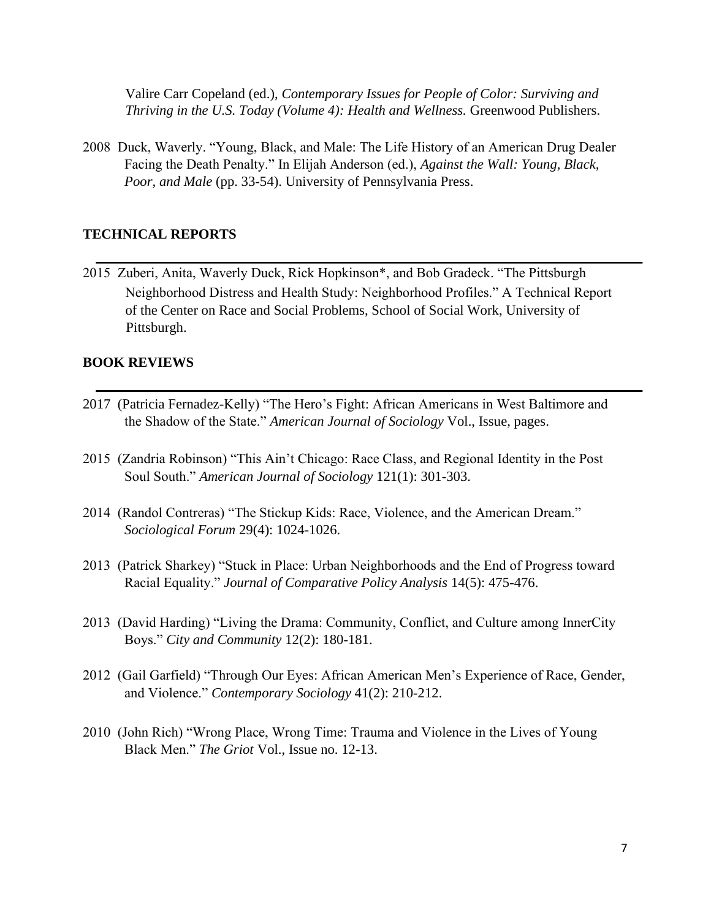Valire Carr Copeland (ed.), *Contemporary Issues for People of Color: Surviving and Thriving in the U.S. Today (Volume 4): Health and Wellness.* Greenwood Publishers.

2008 Duck, Waverly. "Young, Black, and Male: The Life History of an American Drug Dealer Facing the Death Penalty." In Elijah Anderson (ed.), *Against the Wall: Young, Black, Poor, and Male* (pp. 33-54). University of Pennsylvania Press.

## TECHNICAL REPORTS

2015 Zuberi, Anita, Waverly Duck, Rick Hopkinson*, and Bob Gradeck. "The Pittsburgh Neighborhood Distress and Health Study: Neighborhood Profiles." A Technical Report of the Center on Race and Social Problems, School of Social Work, University of Pittsburgh.

## BOOK REVIEWS

2017 (Patricia Fernadez-Kelly) "The Hero's Fight: African Americans in West Baltimore and the Shadow of the State." *American Journal of Sociology* Vol., Issue, pages.

2015 (Zandria Robinson) "This Ain't Chicago: Race Class, and Regional Identity in the Post Soul South." *American Journal of Sociology* 121(1): 301-303.

2014 (Randol Contreras) "The Stickup Kids: Race, Violence, and the American Dream." *Sociological Forum* 29(4): 1024-1026.

2013 (Patrick Sharkey) "Stuck in Place: Urban Neighborhoods and the End of Progress toward Racial Equality." *Journal of Comparative Policy Analysis* 14(5): 475-476.

2013 (David Harding) "Living the Drama: Community, Conflict, and Culture among InnerCity Boys." *City and Community* 12(2): 180-181.

2012 (Gail Garfield) "Through Our Eyes: African American Men's Experience of Race, Gender, and Violence." *Contemporary Sociology* 41(2): 210-212.

2010 (John Rich) "Wrong Place, Wrong Time: Trauma and Violence in the Lives of Young Black Men." *The Griot* Vol., Issue no. 12-13.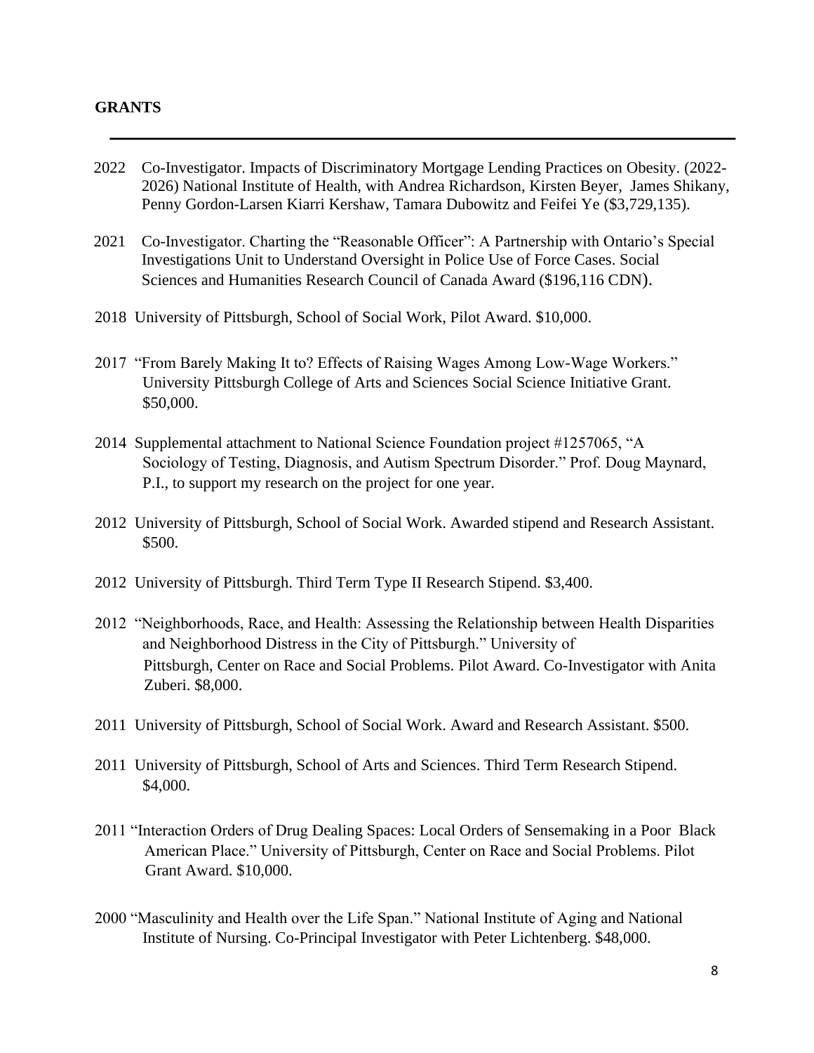**GRANTS**

2022 Co-Investigator. Impacts of Discriminatory Mortgage Lending Practices on Obesity. (2022-2026) National Institute of Health, with Andrea Richardson, Kirsten Beyer, James Shikany, Penny Gordon-Larsen Kiarri Kershaw, Tamara Dubowitz and Feifei Ye ($3,729,135).

2021 Co-Investigator. Charting the "Reasonable Officer": A Partnership with Ontario's Special Investigations Unit to Understand Oversight in Police Use of Force Cases. Social Sciences and Humanities Research Council of Canada Award ($196,116 CDN).

2018 University of Pittsburgh, School of Social Work, Pilot Award. $10,000.

2017 "From Barely Making It to? Effects of Raising Wages Among Low-Wage Workers." University Pittsburgh College of Arts and Sciences Social Science Initiative Grant. $50,000.

2014 Supplemental attachment to National Science Foundation project #1257065, "A Sociology of Testing, Diagnosis, and Autism Spectrum Disorder." Prof. Doug Maynard, P.I., to support my research on the project for one year.

2012 University of Pittsburgh, School of Social Work. Awarded stipend and Research Assistant. $500.

2012 University of Pittsburgh. Third Term Type II Research Stipend. $3,400.

2012 "Neighborhoods, Race, and Health: Assessing the Relationship between Health Disparities and Neighborhood Distress in the City of Pittsburgh." University of Pittsburgh, Center on Race and Social Problems. Pilot Award. Co-Investigator with Anita Zuberi. $8,000.

2011 University of Pittsburgh, School of Social Work. Award and Research Assistant. $500.

2011 University of Pittsburgh, School of Arts and Sciences. Third Term Research Stipend. $4,000.

2011 "Interaction Orders of Drug Dealing Spaces: Local Orders of Sensemaking in a Poor Black American Place." University of Pittsburgh, Center on Race and Social Problems. Pilot Grant Award. $10,000.

2000 "Masculinity and Health over the Life Span." National Institute of Aging and National Institute of Nursing. Co-Principal Investigator with Peter Lichtenberg. $48,000.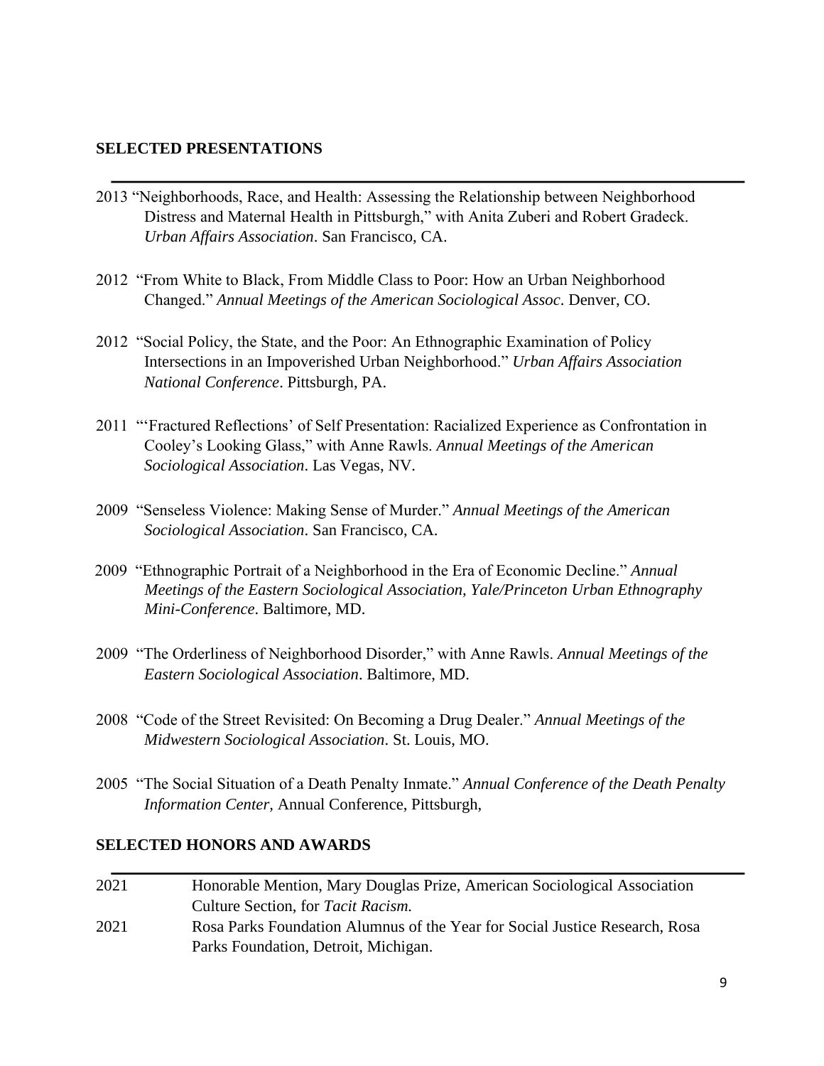## SELECTED PRESENTATIONS

2013 "Neighborhoods, Race, and Health: Assessing the Relationship between Neighborhood Distress and Maternal Health in Pittsburgh," with Anita Zuberi and Robert Gradeck. *Urban Affairs Association*. San Francisco, CA.

2012 "From White to Black, From Middle Class to Poor: How an Urban Neighborhood Changed." *Annual Meetings of the American Sociological Assoc*. Denver, CO.

2012 "Social Policy, the State, and the Poor: An Ethnographic Examination of Policy Intersections in an Impoverished Urban Neighborhood." *Urban Affairs Association National Conference*. Pittsburgh, PA.

2011 "'Fractured Reflections' of Self Presentation: Racialized Experience as Confrontation in Cooley's Looking Glass," with Anne Rawls. *Annual Meetings of the American Sociological Association*. Las Vegas, NV.

2009 "Senseless Violence: Making Sense of Murder." *Annual Meetings of the American Sociological Association*. San Francisco, CA.

2009 "Ethnographic Portrait of a Neighborhood in the Era of Economic Decline." *Annual Meetings of the Eastern Sociological Association, Yale/Princeton Urban Ethnography Mini-Conference*. Baltimore, MD.

2009 "The Orderliness of Neighborhood Disorder," with Anne Rawls. *Annual Meetings of the Eastern Sociological Association*. Baltimore, MD.

2008 "Code of the Street Revisited: On Becoming a Drug Dealer." *Annual Meetings of the Midwestern Sociological Association*. St. Louis, MO.

2005 "The Social Situation of a Death Penalty Inmate." *Annual Conference of the Death Penalty Information Center,* Annual Conference, Pittsburgh,

## SELECTED HONORS AND AWARDS

2021 Honorable Mention, Mary Douglas Prize, American Sociological Association Culture Section, for *Tacit Racism.*

2021 Rosa Parks Foundation Alumnus of the Year for Social Justice Research, Rosa Parks Foundation, Detroit, Michigan.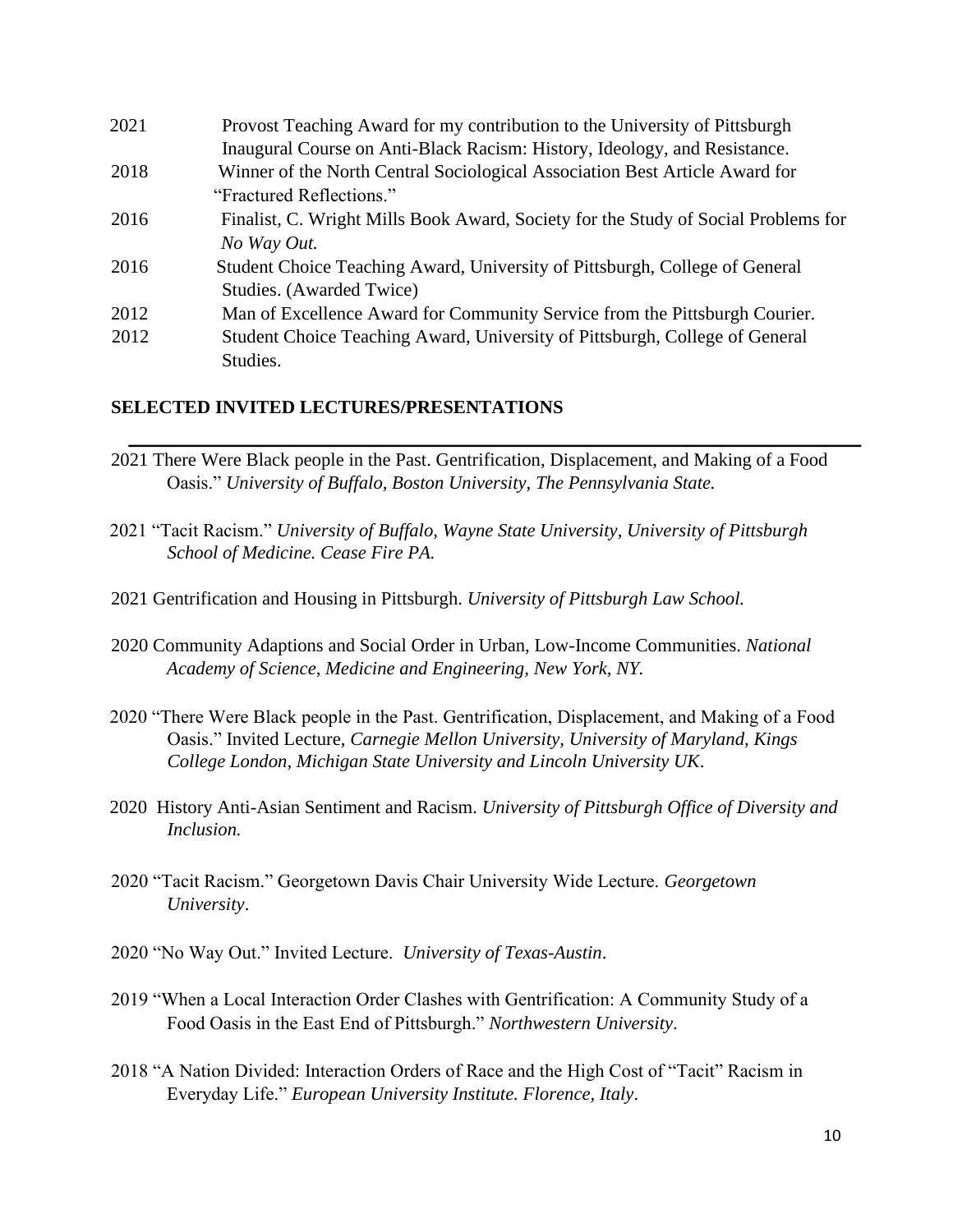2021 Provost Teaching Award for my contribution to the University of Pittsburgh Inaugural Course on Anti-Black Racism: History, Ideology, and Resistance.

2018 Winner of the North Central Sociological Association Best Article Award for "Fractured Reflections."

2016 Finalist, C. Wright Mills Book Award, Society for the Study of Social Problems for *No Way Out.*

2016 Student Choice Teaching Award, University of Pittsburgh, College of General Studies. (Awarded Twice)

2012 Man of Excellence Award for Community Service from the Pittsburgh Courier.

2012 Student Choice Teaching Award, University of Pittsburgh, College of General Studies.

**SELECTED INVITED LECTURES/PRESENTATIONS**

2021 There Were Black people in the Past. Gentrification, Displacement, and Making of a Food Oasis." *University of Buffalo, Boston University, The Pennsylvania State.*

2021 "Tacit Racism." *University of Buffalo, Wayne State University, University of Pittsburgh School of Medicine. Cease Fire PA.*

2021 Gentrification and Housing in Pittsburgh. *University of Pittsburgh Law School.*

2020 Community Adaptions and Social Order in Urban, Low-Income Communities. *National Academy of Science, Medicine and Engineering, New York, NY.*

2020 "There Were Black people in the Past. Gentrification, Displacement, and Making of a Food Oasis." Invited Lecture, *Carnegie Mellon University, University of Maryland, Kings College London, Michigan State University and Lincoln University UK*.

2020 History Anti-Asian Sentiment and Racism. *University of Pittsburgh Office of Diversity and Inclusion.*

2020 "Tacit Racism." Georgetown Davis Chair University Wide Lecture. *Georgetown University*.

2020 "No Way Out." Invited Lecture. *University of Texas-Austin*.

2019 "When a Local Interaction Order Clashes with Gentrification: A Community Study of a Food Oasis in the East End of Pittsburgh." *Northwestern University*.

2018 "A Nation Divided: Interaction Orders of Race and the High Cost of "Tacit" Racism in Everyday Life." *European University Institute. Florence, Italy*.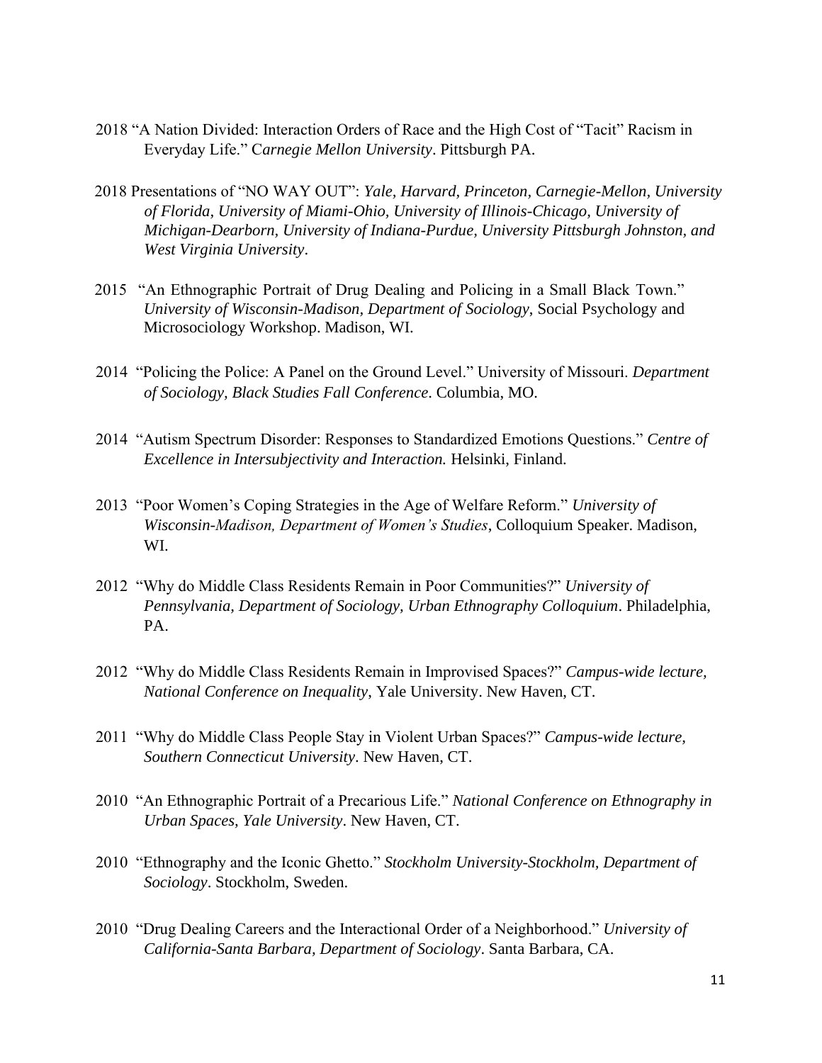2018 "A Nation Divided: Interaction Orders of Race and the High Cost of "Tacit" Racism in Everyday Life." C*arnegie Mellon University*. Pittsburgh PA.

2018 Presentations of "NO WAY OUT": *Yale, Harvard, Princeton, Carnegie-Mellon, University of Florida, University of Miami-Ohio, University of Illinois-Chicago, University of Michigan-Dearborn, University of Indiana-Purdue, University Pittsburgh Johnston, and West Virginia University*.

2015 "An Ethnographic Portrait of Drug Dealing and Policing in a Small Black Town." *University of Wisconsin-Madison, Department of Sociology*, Social Psychology and Microsociology Workshop. Madison, WI.

2014 "Policing the Police: A Panel on the Ground Level." University of Missouri. *Department of Sociology, Black Studies Fall Conference*. Columbia, MO.

2014 "Autism Spectrum Disorder: Responses to Standardized Emotions Questions." *Centre of Excellence in Intersubjectivity and Interaction.* Helsinki, Finland.

2013 "Poor Women's Coping Strategies in the Age of Welfare Reform." *University of Wisconsin-Madison, Department of Women's Studies*, Colloquium Speaker. Madison, WI.

2012 "Why do Middle Class Residents Remain in Poor Communities?" *University of Pennsylvania, Department of Sociology, Urban Ethnography Colloquium*. Philadelphia, PA.

2012 "Why do Middle Class Residents Remain in Improvised Spaces?" *Campus-wide lecture, National Conference on Inequality*, Yale University. New Haven, CT.

2011 "Why do Middle Class People Stay in Violent Urban Spaces?" *Campus-wide lecture, Southern Connecticut University*. New Haven, CT.

2010 "An Ethnographic Portrait of a Precarious Life." *National Conference on Ethnography in Urban Spaces, Yale University*. New Haven, CT.

2010 "Ethnography and the Iconic Ghetto." *Stockholm University-Stockholm, Department of Sociology*. Stockholm, Sweden.

2010 "Drug Dealing Careers and the Interactional Order of a Neighborhood." *University of California-Santa Barbara, Department of Sociology*. Santa Barbara, CA.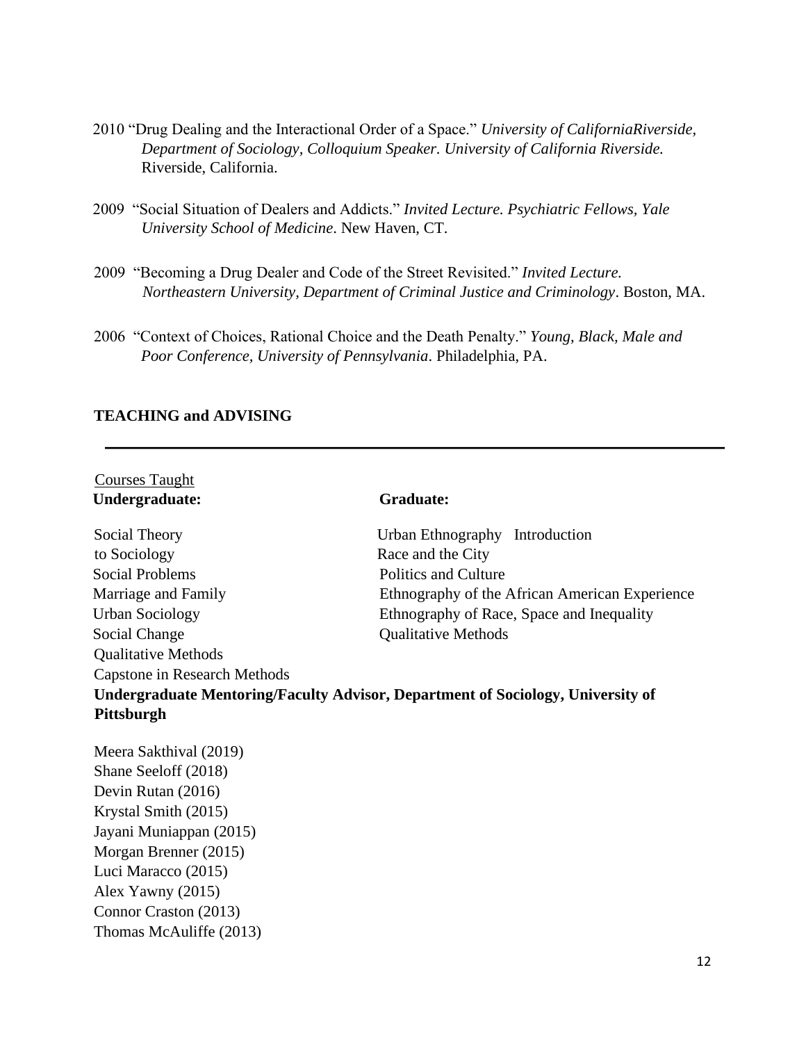2010 "Drug Dealing and the Interactional Order of a Space." *University of CaliforniaRiverside, Department of Sociology, Colloquium Speaker. University of California Riverside.* Riverside, California.

2009 "Social Situation of Dealers and Addicts." *Invited Lecture. Psychiatric Fellows, Yale University School of Medicine*. New Haven, CT.

2009 "Becoming a Drug Dealer and Code of the Street Revisited." *Invited Lecture. Northeastern University, Department of Criminal Justice and Criminology*. Boston, MA.

2006 "Context of Choices, Rational Choice and the Death Penalty." *Young, Black, Male and Poor Conference, University of Pennsylvania*. Philadelphia, PA.

## TEACHING and ADVISING

Courses Taught

**Undergraduate:**

Social Theory
Introduction to Sociology
Social Problems
Marriage and Family
Urban Sociology
Social Change
Qualitative Methods
Capstone in Research Methods

**Graduate:**

Urban Ethnography
Race and the City
Politics and Culture
Ethnography of the African American Experience
Ethnography of Race, Space and Inequality
Qualitative Methods

**Undergraduate Mentoring/Faculty Advisor, Department of Sociology, University of Pittsburgh**

Meera Sakthival (2019)
Shane Seeloff (2018)
Devin Rutan (2016)
Krystal Smith (2015)
Jayani Muniappan (2015)
Morgan Brenner (2015)
Luci Maracco (2015)
Alex Yawny (2015)
Connor Craston (2013)
Thomas McAuliffe (2013)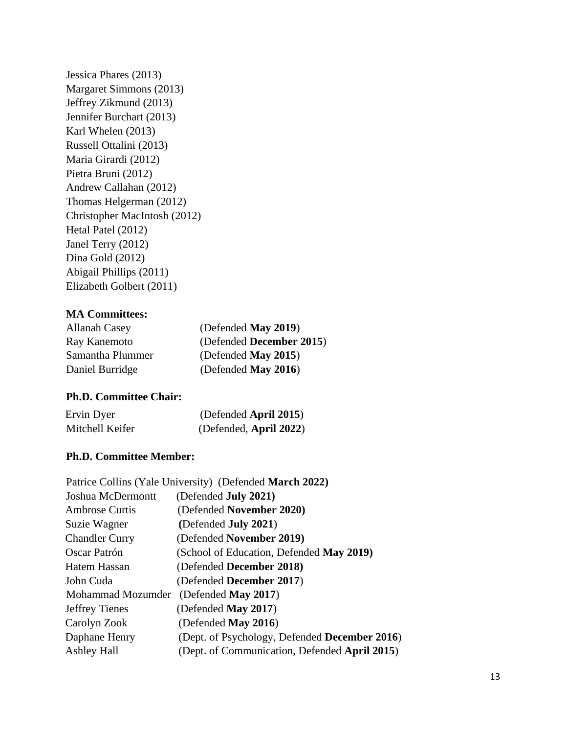Jessica Phares (2013)
Margaret Simmons (2013)
Jeffrey Zikmund (2013)
Jennifer Burchart (2013)
Karl Whelen (2013)
Russell Ottalini (2013)
Maria Girardi (2012)
Pietra Bruni (2012)
Andrew Callahan (2012)
Thomas Helgerman (2012)
Christopher MacIntosh (2012)
Hetal Patel (2012)
Janel Terry (2012)
Dina Gold (2012)
Abigail Phillips (2011)
Elizabeth Golbert (2011)

**MA Committees:**

Allanah Casey (Defended **May 2019**)
Ray Kanemoto (Defended **December 2015**)
Samantha Plummer (Defended **May 2015**)
Daniel Burridge (Defended **May 2016**)

**Ph.D. Committee Chair:**

Ervin Dyer (Defended **April 2015**)
Mitchell Keifer (Defended, **April 2022**)

**Ph.D. Committee Member:**

Patrice Collins (Yale University) (Defended **March 2022)**
Joshua McDermontt (Defended **July 2021)**
Ambrose Curtis (Defended **November 2020)**
Suzie Wagner **(**Defended **July 2021**)
Chandler Curry (Defended **November 2019)**
Oscar Patrón (School of Education, Defended **May 2019)**
Hatem Hassan (Defended **December 2018)**
John Cuda (Defended **December 2017**)
Mohammad Mozumder (Defended **May 2017**)
Jeffrey Tienes (Defended **May 2017**)
Carolyn Zook (Defended **May 2016**)
Daphane Henry (Dept. of Psychology, Defended **December 2016**)
Ashley Hall (Dept. of Communication, Defended **April 2015**)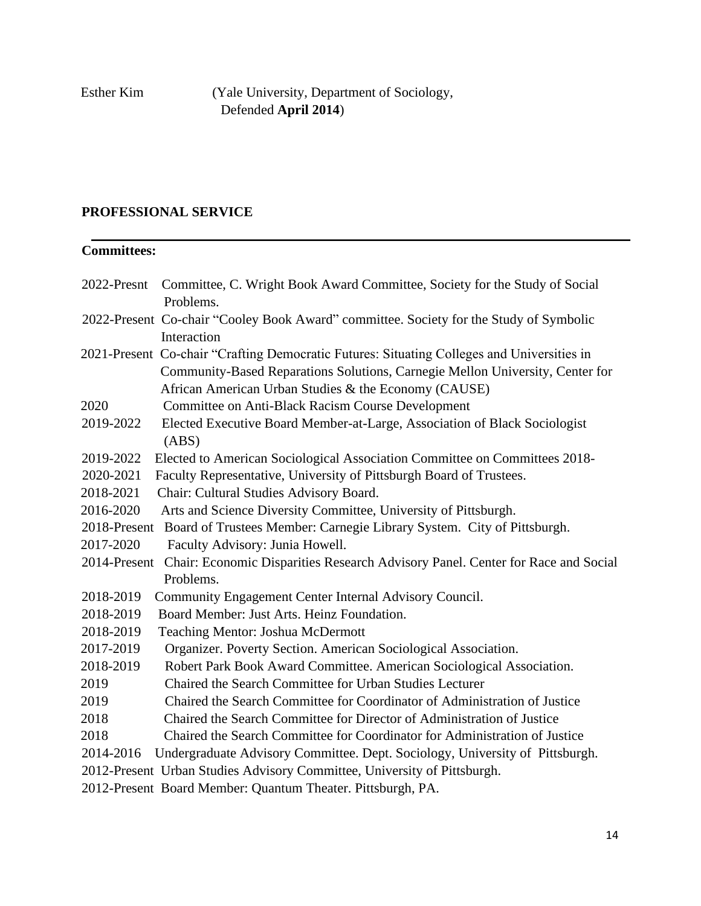Esther Kim (Yale University, Department of Sociology, Defended **April 2014**)

## PROFESSIONAL SERVICE

**Committees:**

2022-Presnt Committee, C. Wright Book Award Committee, Society for the Study of Social Problems.

2022-Present Co-chair "Cooley Book Award" committee. Society for the Study of Symbolic Interaction

2021-Present Co-chair "Crafting Democratic Futures: Situating Colleges and Universities in Community-Based Reparations Solutions, Carnegie Mellon University, Center for African American Urban Studies & the Economy (CAUSE)

2020 Committee on Anti-Black Racism Course Development

2019-2022 Elected Executive Board Member-at-Large, Association of Black Sociologist (ABS)

2019-2022 Elected to American Sociological Association Committee on Committees 2018-

2020-2021 Faculty Representative, University of Pittsburgh Board of Trustees.

2018-2021 Chair: Cultural Studies Advisory Board.

2016-2020 Arts and Science Diversity Committee, University of Pittsburgh.

2018-Present Board of Trustees Member: Carnegie Library System. City of Pittsburgh.

2017-2020 Faculty Advisory: Junia Howell.

2014-Present Chair: Economic Disparities Research Advisory Panel. Center for Race and Social Problems.

2018-2019 Community Engagement Center Internal Advisory Council.

2018-2019 Board Member: Just Arts. Heinz Foundation.

2018-2019 Teaching Mentor: Joshua McDermott

2017-2019 Organizer. Poverty Section. American Sociological Association.

2018-2019 Robert Park Book Award Committee. American Sociological Association.

2019 Chaired the Search Committee for Urban Studies Lecturer

2019 Chaired the Search Committee for Coordinator of Administration of Justice

2018 Chaired the Search Committee for Director of Administration of Justice

2018 Chaired the Search Committee for Coordinator for Administration of Justice

2014-2016 Undergraduate Advisory Committee. Dept. Sociology, University of Pittsburgh.

2012-Present Urban Studies Advisory Committee, University of Pittsburgh.

2012-Present Board Member: Quantum Theater. Pittsburgh, PA.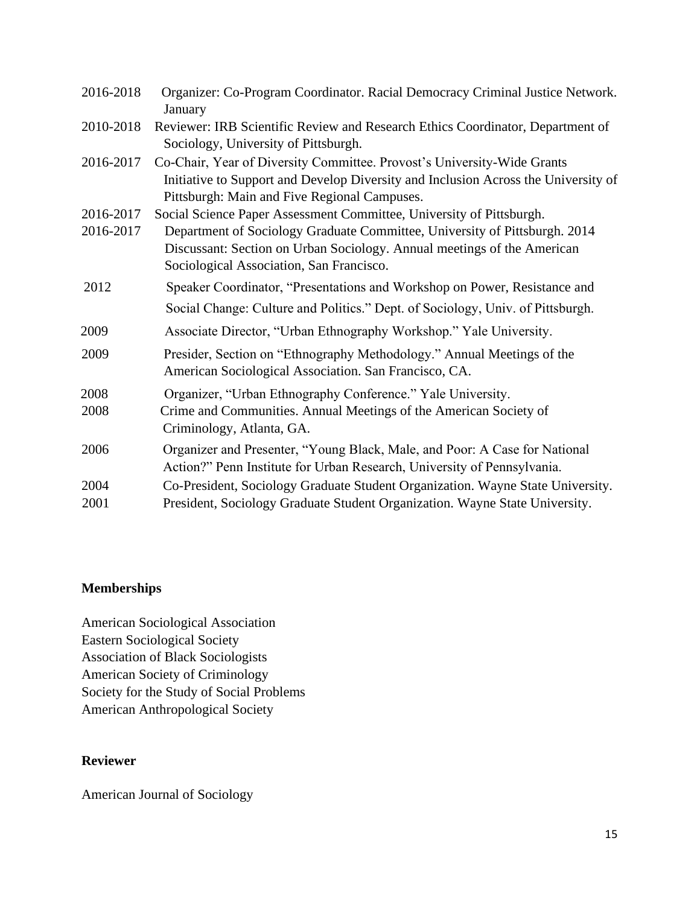2016-2018 Organizer: Co-Program Coordinator. Racial Democracy Criminal Justice Network. January

2010-2018 Reviewer: IRB Scientific Review and Research Ethics Coordinator, Department of Sociology, University of Pittsburgh.

2016-2017 Co-Chair, Year of Diversity Committee. Provost's University-Wide Grants Initiative to Support and Develop Diversity and Inclusion Across the University of Pittsburgh: Main and Five Regional Campuses.

2016-2017 Social Science Paper Assessment Committee, University of Pittsburgh.

2016-2017 Department of Sociology Graduate Committee, University of Pittsburgh. 2014 Discussant: Section on Urban Sociology. Annual meetings of the American Sociological Association, San Francisco.

2012 Speaker Coordinator, "Presentations and Workshop on Power, Resistance and Social Change: Culture and Politics." Dept. of Sociology, Univ. of Pittsburgh.

2009 Associate Director, "Urban Ethnography Workshop." Yale University.

2009 Presider, Section on "Ethnography Methodology." Annual Meetings of the American Sociological Association. San Francisco, CA.

2008 Organizer, "Urban Ethnography Conference." Yale University.

2008 Crime and Communities. Annual Meetings of the American Society of Criminology, Atlanta, GA.

2006 Organizer and Presenter, "Young Black, Male, and Poor: A Case for National Action?" Penn Institute for Urban Research, University of Pennsylvania.

2004 Co-President, Sociology Graduate Student Organization. Wayne State University.

2001 President, Sociology Graduate Student Organization. Wayne State University.

**Memberships**

American Sociological Association
Eastern Sociological Society
Association of Black Sociologists
American Society of Criminology
Society for the Study of Social Problems
American Anthropological Society

**Reviewer**

American Journal of Sociology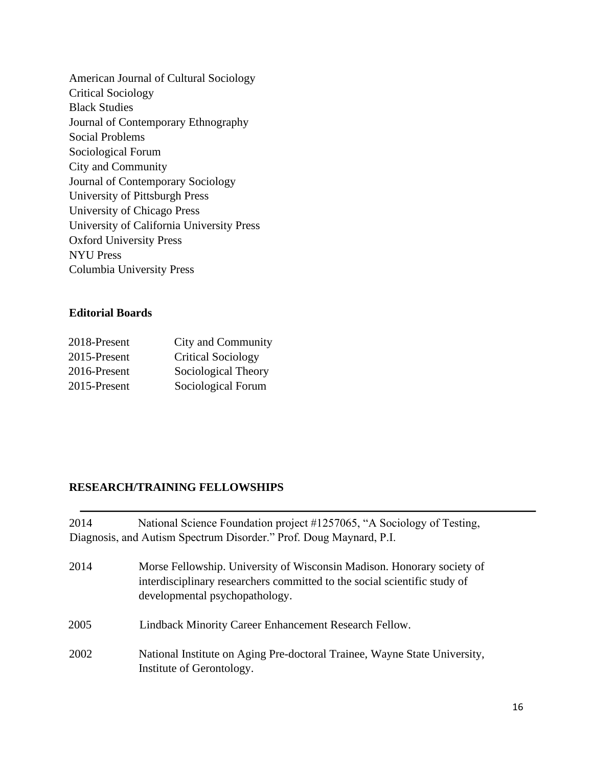American Journal of Cultural Sociology
Critical Sociology
Black Studies
Journal of Contemporary Ethnography
Social Problems
Sociological Forum
City and Community
Journal of Contemporary Sociology
University of Pittsburgh Press
University of Chicago Press
University of California University Press
Oxford University Press
NYU Press
Columbia University Press

**Editorial Boards**

| | |
|---|---|
| 2018-Present | City and Community |
| 2015-Present | Critical Sociology |
| 2016-Present | Sociological Theory |
| 2015-Present | Sociological Forum |

## RESEARCH/TRAINING FELLOWSHIPS

2014 National Science Foundation project #1257065, "A Sociology of Testing, Diagnosis, and Autism Spectrum Disorder." Prof. Doug Maynard, P.I.

2014 Morse Fellowship. University of Wisconsin Madison. Honorary society of interdisciplinary researchers committed to the social scientific study of developmental psychopathology.

2005 Lindback Minority Career Enhancement Research Fellow.

2002 National Institute on Aging Pre-doctoral Trainee, Wayne State University, Institute of Gerontology.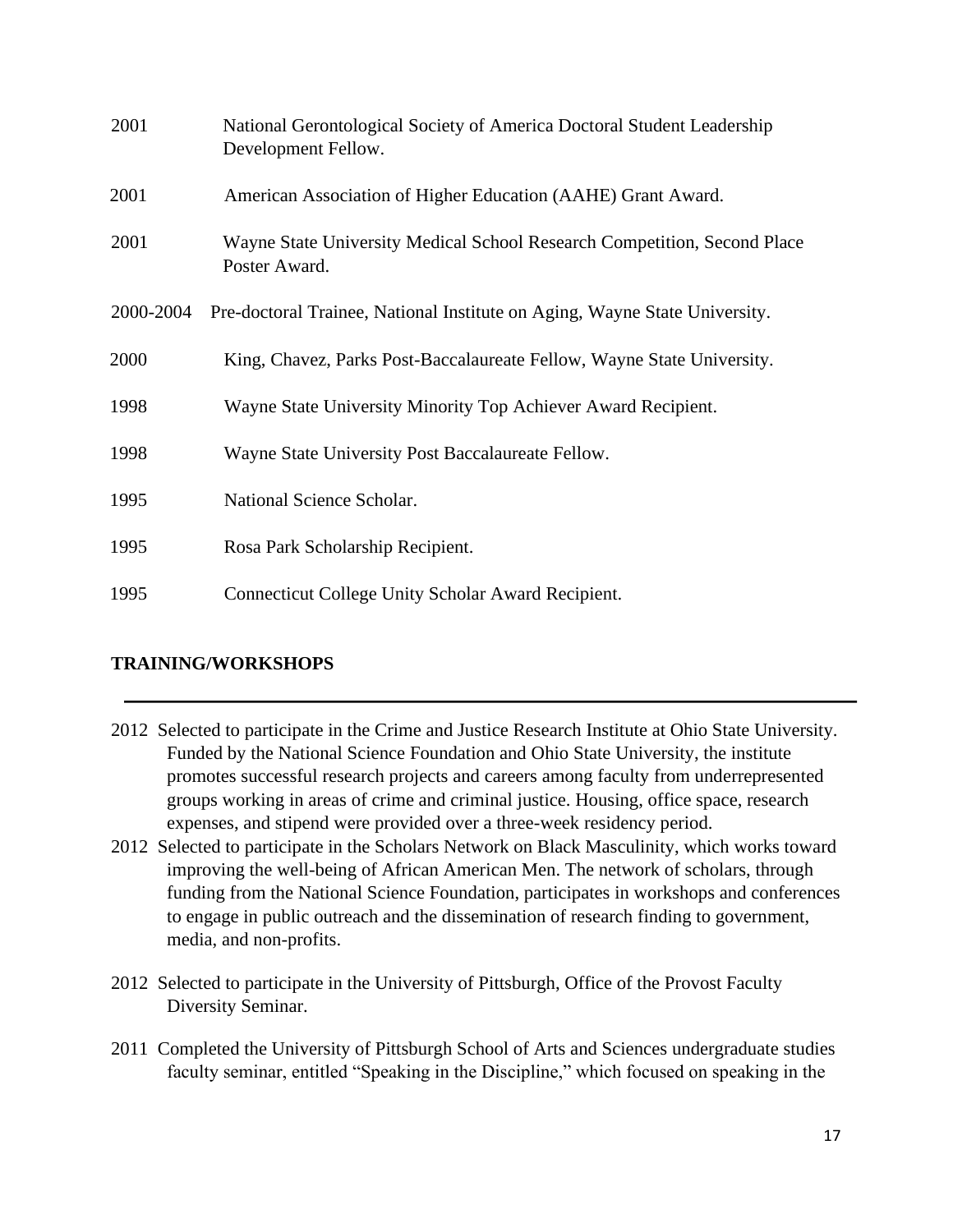2001 National Gerontological Society of America Doctoral Student Leadership Development Fellow.

2001 American Association of Higher Education (AAHE) Grant Award.

2001 Wayne State University Medical School Research Competition, Second Place Poster Award.

2000-2004 Pre-doctoral Trainee, National Institute on Aging, Wayne State University.

2000 King, Chavez, Parks Post-Baccalaureate Fellow, Wayne State University.

1998 Wayne State University Minority Top Achiever Award Recipient.

1998 Wayne State University Post Baccalaureate Fellow.

1995 National Science Scholar.

1995 Rosa Park Scholarship Recipient.

1995 Connecticut College Unity Scholar Award Recipient.

## TRAINING/WORKSHOPS

2012 Selected to participate in the Crime and Justice Research Institute at Ohio State University. Funded by the National Science Foundation and Ohio State University, the institute promotes successful research projects and careers among faculty from underrepresented groups working in areas of crime and criminal justice. Housing, office space, research expenses, and stipend were provided over a three-week residency period.

2012 Selected to participate in the Scholars Network on Black Masculinity, which works toward improving the well-being of African American Men. The network of scholars, through funding from the National Science Foundation, participates in workshops and conferences to engage in public outreach and the dissemination of research finding to government, media, and non-profits.

2012 Selected to participate in the University of Pittsburgh, Office of the Provost Faculty Diversity Seminar.

2011 Completed the University of Pittsburgh School of Arts and Sciences undergraduate studies faculty seminar, entitled "Speaking in the Discipline," which focused on speaking in the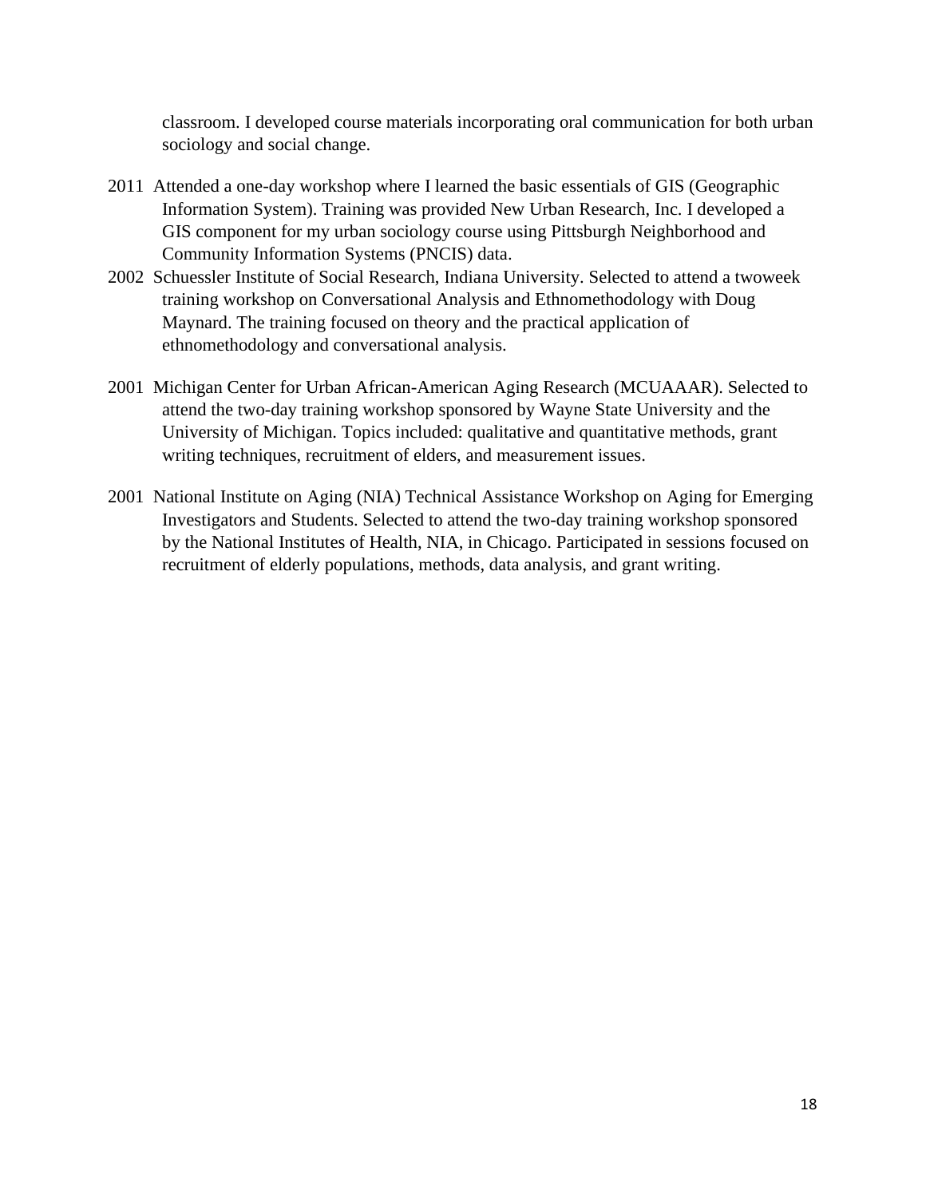classroom. I developed course materials incorporating oral communication for both urban sociology and social change.

2011 Attended a one-day workshop where I learned the basic essentials of GIS (Geographic Information System). Training was provided New Urban Research, Inc. I developed a GIS component for my urban sociology course using Pittsburgh Neighborhood and Community Information Systems (PNCIS) data.

2002 Schuessler Institute of Social Research, Indiana University. Selected to attend a twoweek training workshop on Conversational Analysis and Ethnomethodology with Doug Maynard. The training focused on theory and the practical application of ethnomethodology and conversational analysis.

2001 Michigan Center for Urban African-American Aging Research (MCUAAAR). Selected to attend the two-day training workshop sponsored by Wayne State University and the University of Michigan. Topics included: qualitative and quantitative methods, grant writing techniques, recruitment of elders, and measurement issues.

2001 National Institute on Aging (NIA) Technical Assistance Workshop on Aging for Emerging Investigators and Students. Selected to attend the two-day training workshop sponsored by the National Institutes of Health, NIA, in Chicago. Participated in sessions focused on recruitment of elderly populations, methods, data analysis, and grant writing.